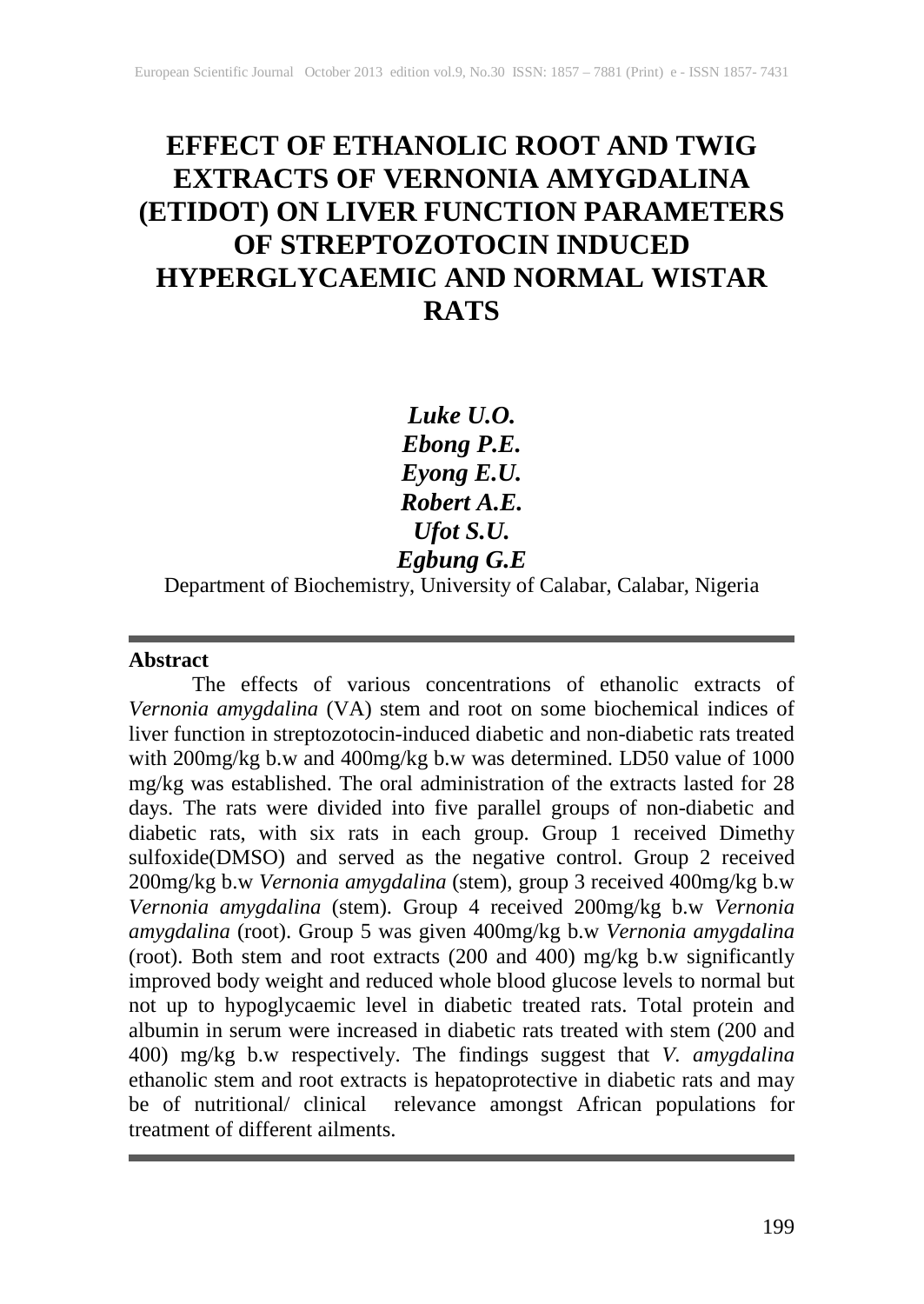# EFFECT OF ETHANOLIC ROOT AND TWIG EXTRACTS OF VERNONIA AMYGDALINA (ETIDOT) ON LIVER FUNCTION PARAMETERS OF STREPTOZOTOCIN INDUCED HYPERGLYCAEMIC AND NORMAL WISTAR RATS

***Luke U.O.***
***Ebong P.E.***
***Eyong E.U.***
***Robert A.E.***
***Ufot S.U.***
***Egbung G.E***

Department of Biochemistry, University of Calabar, Calabar, Nigeria

---

**Abstract**

The effects of various concentrations of ethanolic extracts of *Vernonia amygdalina* (VA) stem and root on some biochemical indices of liver function in streptozotocin-induced diabetic and non-diabetic rats treated with 200mg/kg b.w and 400mg/kg b.w was determined. LD50 value of 1000 mg/kg was established. The oral administration of the extracts lasted for 28 days. The rats were divided into five parallel groups of non-diabetic and diabetic rats, with six rats in each group. Group 1 received Dimethy sulfoxide(DMSO) and served as the negative control. Group 2 received 200mg/kg b.w *Vernonia amygdalina* (stem), group 3 received 400mg/kg b.w *Vernonia amygdalina* (stem). Group 4 received 200mg/kg b.w *Vernonia amygdalina* (root). Group 5 was given 400mg/kg b.w *Vernonia amygdalina* (root). Both stem and root extracts (200 and 400) mg/kg b.w significantly improved body weight and reduced whole blood glucose levels to normal but not up to hypoglycaemic level in diabetic treated rats. Total protein and albumin in serum were increased in diabetic rats treated with stem (200 and 400) mg/kg b.w respectively. The findings suggest that *V. amygdalina* ethanolic stem and root extracts is hepatoprotective in diabetic rats and may be of nutritional/ clinical relevance amongst African populations for treatment of different ailments.

---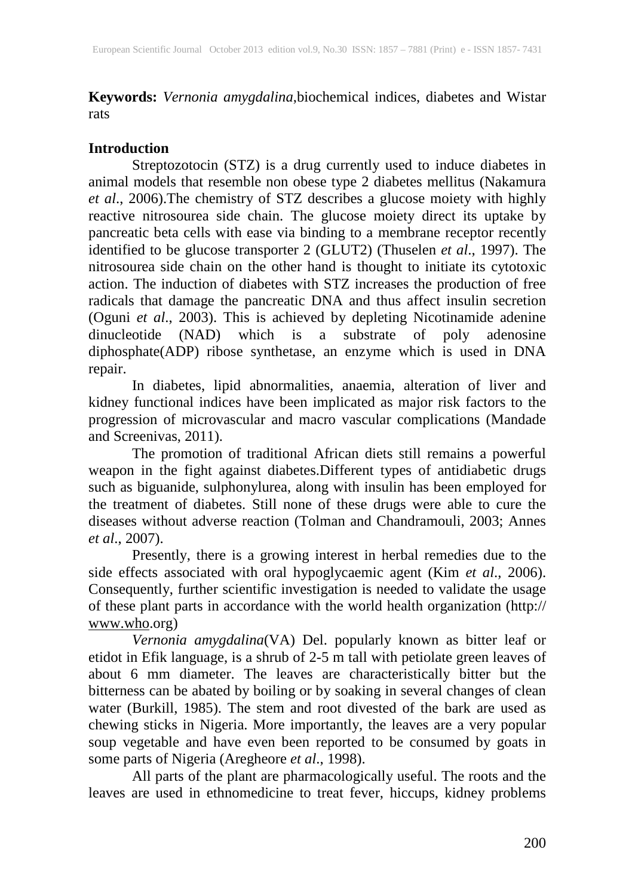**Keywords:** *Vernonia amygdalina*,biochemical indices, diabetes and Wistar rats

## Introduction

Streptozotocin (STZ) is a drug currently used to induce diabetes in animal models that resemble non obese type 2 diabetes mellitus (Nakamura *et al*., 2006).The chemistry of STZ describes a glucose moiety with highly reactive nitrosourea side chain. The glucose moiety direct its uptake by pancreatic beta cells with ease via binding to a membrane receptor recently identified to be glucose transporter 2 (GLUT2) (Thuselen *et al*., 1997). The nitrosourea side chain on the other hand is thought to initiate its cytotoxic action. The induction of diabetes with STZ increases the production of free radicals that damage the pancreatic DNA and thus affect insulin secretion (Oguni *et al*., 2003). This is achieved by depleting Nicotinamide adenine dinucleotide (NAD) which is a substrate of poly adenosine diphosphate(ADP) ribose synthetase, an enzyme which is used in DNA repair.

In diabetes, lipid abnormalities, anaemia, alteration of liver and kidney functional indices have been implicated as major risk factors to the progression of microvascular and macro vascular complications (Mandade and Screenivas, 2011).

The promotion of traditional African diets still remains a powerful weapon in the fight against diabetes.Different types of antidiabetic drugs such as biguanide, sulphonylurea, along with insulin has been employed for the treatment of diabetes. Still none of these drugs were able to cure the diseases without adverse reaction (Tolman and Chandramouli, 2003; Annes *et al*., 2007).

Presently, there is a growing interest in herbal remedies due to the side effects associated with oral hypoglycaemic agent (Kim *et al*., 2006). Consequently, further scientific investigation is needed to validate the usage of these plant parts in accordance with the world health organization (http:// www.who.org)

*Vernonia amygdalina*(VA) Del. popularly known as bitter leaf or etidot in Efik language, is a shrub of 2-5 m tall with petiolate green leaves of about 6 mm diameter. The leaves are characteristically bitter but the bitterness can be abated by boiling or by soaking in several changes of clean water (Burkill, 1985). The stem and root divested of the bark are used as chewing sticks in Nigeria. More importantly, the leaves are a very popular soup vegetable and have even been reported to be consumed by goats in some parts of Nigeria (Aregheore *et al*., 1998).

All parts of the plant are pharmacologically useful. The roots and the leaves are used in ethnomedicine to treat fever, hiccups, kidney problems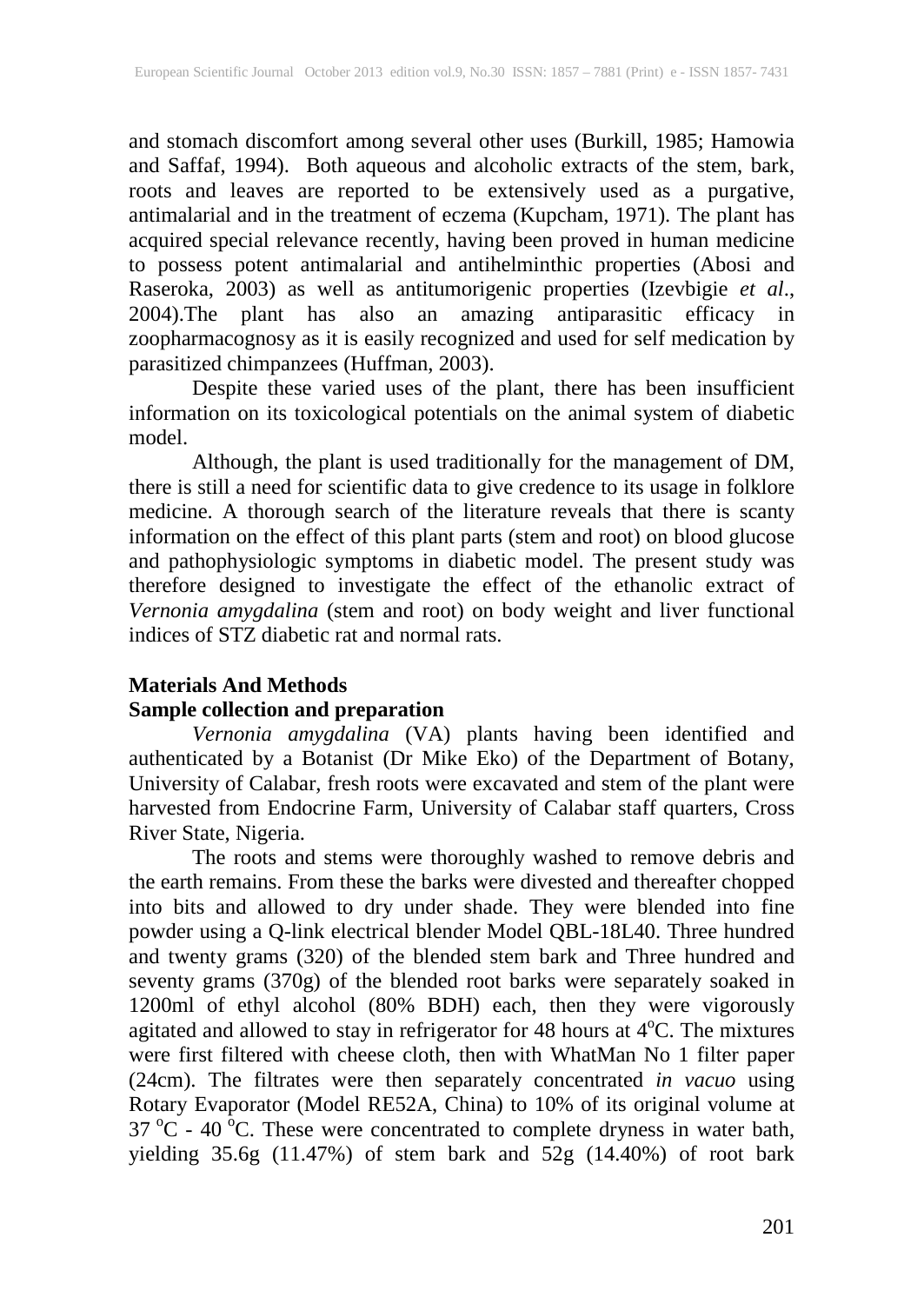and stomach discomfort among several other uses (Burkill, 1985; Hamowia and Saffaf, 1994). Both aqueous and alcoholic extracts of the stem, bark, roots and leaves are reported to be extensively used as a purgative, antimalarial and in the treatment of eczema (Kupcham, 1971). The plant has acquired special relevance recently, having been proved in human medicine to possess potent antimalarial and antihelminthic properties (Abosi and Raseroka, 2003) as well as antitumorigenic properties (Izevbigie *et al*., 2004).The plant has also an amazing antiparasitic efficacy in zoopharmacognosy as it is easily recognized and used for self medication by parasitized chimpanzees (Huffman, 2003).

Despite these varied uses of the plant, there has been insufficient information on its toxicological potentials on the animal system of diabetic model.

Although, the plant is used traditionally for the management of DM, there is still a need for scientific data to give credence to its usage in folklore medicine. A thorough search of the literature reveals that there is scanty information on the effect of this plant parts (stem and root) on blood glucose and pathophysiologic symptoms in diabetic model. The present study was therefore designed to investigate the effect of the ethanolic extract of *Vernonia amygdalina* (stem and root) on body weight and liver functional indices of STZ diabetic rat and normal rats.

## Materials And Methods

### Sample collection and preparation

*Vernonia amygdalina* (VA) plants having been identified and authenticated by a Botanist (Dr Mike Eko) of the Department of Botany, University of Calabar, fresh roots were excavated and stem of the plant were harvested from Endocrine Farm, University of Calabar staff quarters, Cross River State, Nigeria.

The roots and stems were thoroughly washed to remove debris and the earth remains. From these the barks were divested and thereafter chopped into bits and allowed to dry under shade. They were blended into fine powder using a Q-link electrical blender Model QBL-18L40. Three hundred and twenty grams (320) of the blended stem bark and Three hundred and seventy grams (370g) of the blended root barks were separately soaked in 1200ml of ethyl alcohol (80% BDH) each, then they were vigorously agitated and allowed to stay in refrigerator for 48 hours at $4^{o}$C. The mixtures were first filtered with cheese cloth, then with WhatMan No 1 filter paper (24cm). The filtrates were then separately concentrated *in vacuo* using Rotary Evaporator (Model RE52A, China) to 10% of its original volume at 37 $^{o}$C - 40 $^{o}$C. These were concentrated to complete dryness in water bath, yielding 35.6g (11.47%) of stem bark and 52g (14.40%) of root bark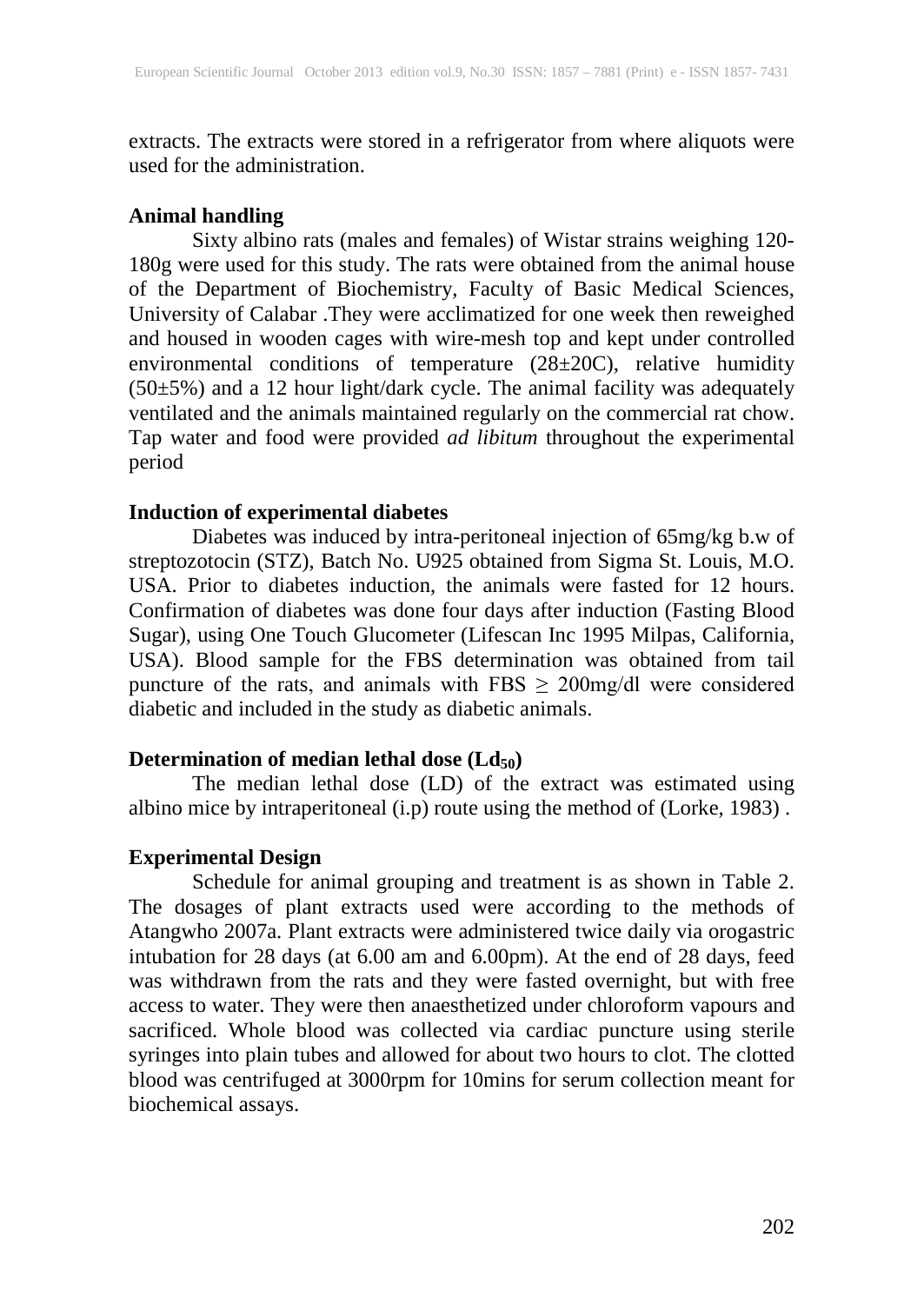extracts. The extracts were stored in a refrigerator from where aliquots were used for the administration.

**Animal handling**

Sixty albino rats (males and females) of Wistar strains weighing 120-180g were used for this study. The rats were obtained from the animal house of the Department of Biochemistry, Faculty of Basic Medical Sciences, University of Calabar .They were acclimatized for one week then reweighed and housed in wooden cages with wire-mesh top and kept under controlled environmental conditions of temperature (28±20C), relative humidity (50±5%) and a 12 hour light/dark cycle. The animal facility was adequately ventilated and the animals maintained regularly on the commercial rat chow. Tap water and food were provided *ad libitum* throughout the experimental period

**Induction of experimental diabetes**

Diabetes was induced by intra-peritoneal injection of 65mg/kg b.w of streptozotocin (STZ), Batch No. U925 obtained from Sigma St. Louis, M.O. USA. Prior to diabetes induction, the animals were fasted for 12 hours. Confirmation of diabetes was done four days after induction (Fasting Blood Sugar), using One Touch Glucometer (Lifescan Inc 1995 Milpas, California, USA). Blood sample for the FBS determination was obtained from tail puncture of the rats, and animals with FBS $\geq$ 200mg/dl were considered diabetic and included in the study as diabetic animals.

**Determination of median lethal dose ($Ld_{50}$)**

The median lethal dose (LD) of the extract was estimated using albino mice by intraperitoneal (i.p) route using the method of (Lorke, 1983) .

**Experimental Design**

Schedule for animal grouping and treatment is as shown in Table 2. The dosages of plant extracts used were according to the methods of Atangwho 2007a. Plant extracts were administered twice daily via orogastric intubation for 28 days (at 6.00 am and 6.00pm). At the end of 28 days, feed was withdrawn from the rats and they were fasted overnight, but with free access to water. They were then anaesthetized under chloroform vapours and sacrificed. Whole blood was collected via cardiac puncture using sterile syringes into plain tubes and allowed for about two hours to clot. The clotted blood was centrifuged at 3000rpm for 10mins for serum collection meant for biochemical assays.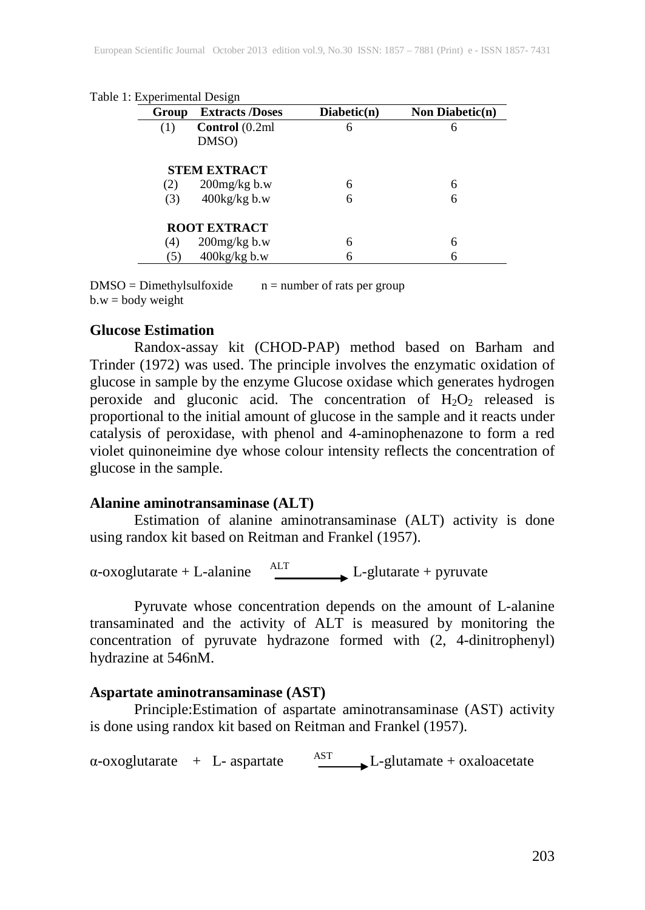Table 1: Experimental Design

| Group | Extracts /Doses | Diabetic(n) | Non Diabetic(n) |
|---|---|---|---|
| (1) | **Control** (0.2ml DMSO) | 6 | 6 |
| | **STEM EXTRACT** | | |
| (2) | 200mg/kg b.w | 6 | 6 |
| (3) | 400kg/kg b.w | 6 | 6 |
| | **ROOT EXTRACT** | | |
| (4) | 200mg/kg b.w | 6 | 6 |
| (5) | 400kg/kg b.w | 6 | 6 |

DMSO = Dimethylsulfoxide    n = number of rats per group
b.w = body weight

**Glucose Estimation**

Randox-assay kit (CHOD-PAP) method based on Barham and Trinder (1972) was used. The principle involves the enzymatic oxidation of glucose in sample by the enzyme Glucose oxidase which generates hydrogen peroxide and gluconic acid. The concentration of $H_2O_2$ released is proportional to the initial amount of glucose in the sample and it reacts under catalysis of peroxidase, with phenol and 4-aminophenazone to form a red violet quinoneimine dye whose colour intensity reflects the concentration of glucose in the sample.

**Alanine aminotransaminase (ALT)**

Estimation of alanine aminotransaminase (ALT) activity is done using randox kit based on Reitman and Frankel (1957).

$$\alpha\text{-oxoglutarate} + \text{L-alanine} \xrightarrow{\text{ALT}} \text{L-glutarate} + \text{pyruvate}$$

Pyruvate whose concentration depends on the amount of L-alanine transaminated and the activity of ALT is measured by monitoring the concentration of pyruvate hydrazone formed with (2, 4-dinitrophenyl) hydrazine at 546nM.

**Aspartate aminotransaminase (AST)**

Principle:Estimation of aspartate aminotransaminase (AST) activity is done using randox kit based on Reitman and Frankel (1957).

$$\alpha\text{-oxoglutarate} + \text{L- aspartate} \xrightarrow{\text{AST}} \text{L-glutamate} + \text{oxaloacetate}$$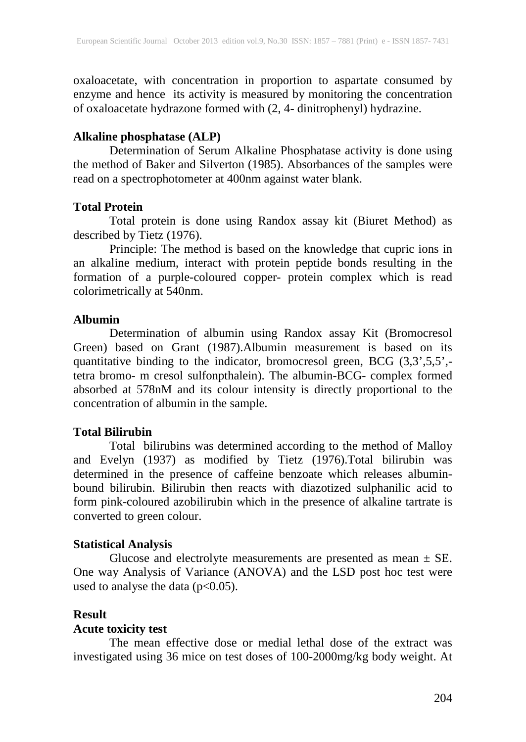oxaloacetate, with concentration in proportion to aspartate consumed by enzyme and hence its activity is measured by monitoring the concentration of oxaloacetate hydrazone formed with (2, 4- dinitrophenyl) hydrazine.

**Alkaline phosphatase (ALP)**

Determination of Serum Alkaline Phosphatase activity is done using the method of Baker and Silverton (1985). Absorbances of the samples were read on a spectrophotometer at 400nm against water blank.

**Total Protein**

Total protein is done using Randox assay kit (Biuret Method) as described by Tietz (1976).

Principle: The method is based on the knowledge that cupric ions in an alkaline medium, interact with protein peptide bonds resulting in the formation of a purple-coloured copper- protein complex which is read colorimetrically at 540nm.

**Albumin**

Determination of albumin using Randox assay Kit (Bromocresol Green) based on Grant (1987).Albumin measurement is based on its quantitative binding to the indicator, bromocresol green, BCG (3,3',5,5',-tetra bromo- m cresol sulfonpthalein). The albumin-BCG- complex formed absorbed at 578nM and its colour intensity is directly proportional to the concentration of albumin in the sample.

**Total Bilirubin**

Total bilirubins was determined according to the method of Malloy and Evelyn (1937) as modified by Tietz (1976).Total bilirubin was determined in the presence of caffeine benzoate which releases albumin-bound bilirubin. Bilirubin then reacts with diazotized sulphanilic acid to form pink-coloured azobilirubin which in the presence of alkaline tartrate is converted to green colour.

**Statistical Analysis**

Glucose and electrolyte measurements are presented as mean ± SE. One way Analysis of Variance (ANOVA) and the LSD post hoc test were used to analyse the data ($p<0.05$).

**Result**

**Acute toxicity test**

The mean effective dose or medial lethal dose of the extract was investigated using 36 mice on test doses of 100-2000mg/kg body weight. At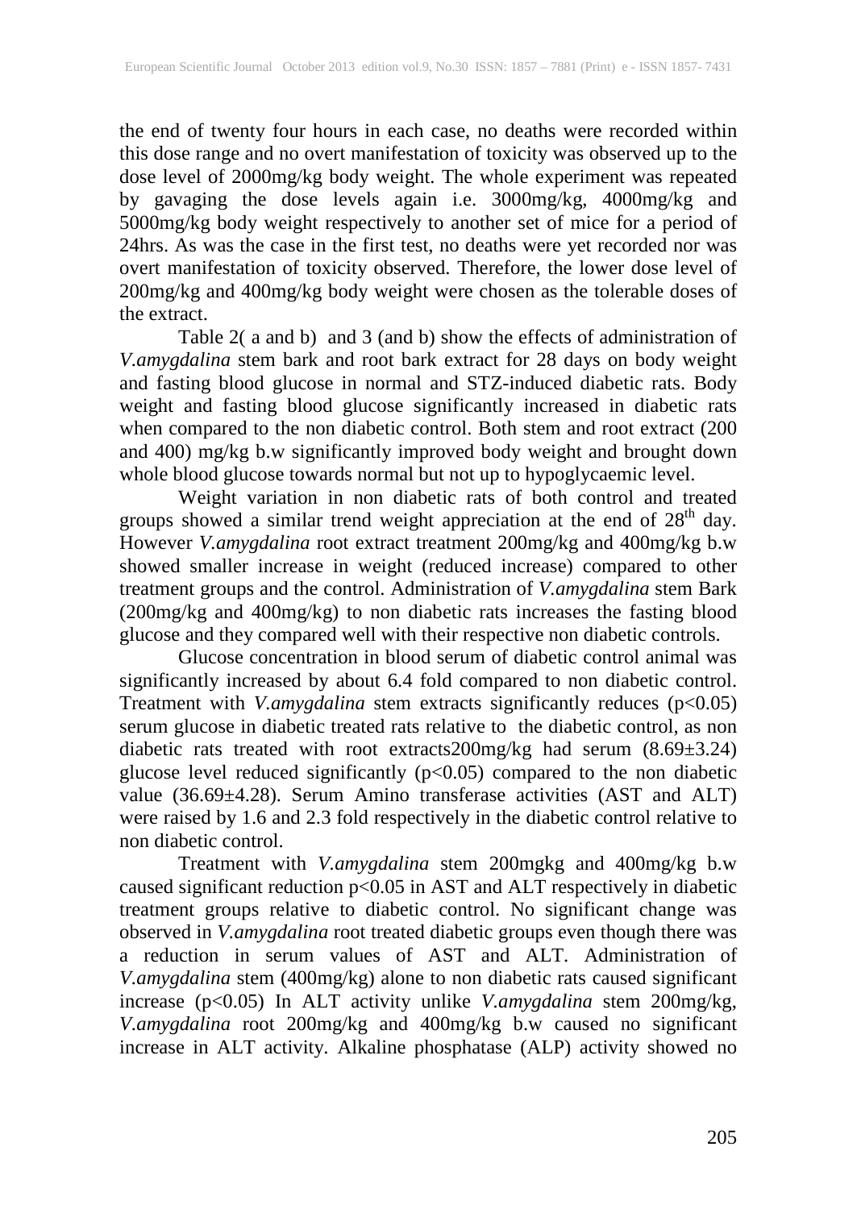the end of twenty four hours in each case, no deaths were recorded within this dose range and no overt manifestation of toxicity was observed up to the dose level of 2000mg/kg body weight. The whole experiment was repeated by gavaging the dose levels again i.e. 3000mg/kg, 4000mg/kg and 5000mg/kg body weight respectively to another set of mice for a period of 24hrs. As was the case in the first test, no deaths were yet recorded nor was overt manifestation of toxicity observed. Therefore, the lower dose level of 200mg/kg and 400mg/kg body weight were chosen as the tolerable doses of the extract.

Table 2( a and b) and 3 (and b) show the effects of administration of *V.amygdalina* stem bark and root bark extract for 28 days on body weight and fasting blood glucose in normal and STZ-induced diabetic rats. Body weight and fasting blood glucose significantly increased in diabetic rats when compared to the non diabetic control. Both stem and root extract (200 and 400) mg/kg b.w significantly improved body weight and brought down whole blood glucose towards normal but not up to hypoglycaemic level.

Weight variation in non diabetic rats of both control and treated groups showed a similar trend weight appreciation at the end of 28$^{th}$ day. However *V.amygdalina* root extract treatment 200mg/kg and 400mg/kg b.w showed smaller increase in weight (reduced increase) compared to other treatment groups and the control. Administration of *V.amygdalina* stem Bark (200mg/kg and 400mg/kg) to non diabetic rats increases the fasting blood glucose and they compared well with their respective non diabetic controls.

Glucose concentration in blood serum of diabetic control animal was significantly increased by about 6.4 fold compared to non diabetic control. Treatment with *V.amygdalina* stem extracts significantly reduces ($p<0.05$) serum glucose in diabetic treated rats relative to the diabetic control, as non diabetic rats treated with root extracts200mg/kg had serum ($8.69 \pm 3.24$) glucose level reduced significantly ($p<0.05$) compared to the non diabetic value ($36.69 \pm 4.28$). Serum Amino transferase activities (AST and ALT) were raised by 1.6 and 2.3 fold respectively in the diabetic control relative to non diabetic control.

Treatment with *V.amygdalina* stem 200mgkg and 400mg/kg b.w caused significant reduction $p<0.05$ in AST and ALT respectively in diabetic treatment groups relative to diabetic control. No significant change was observed in *V.amygdalina* root treated diabetic groups even though there was a reduction in serum values of AST and ALT. Administration of *V.amygdalina* stem (400mg/kg) alone to non diabetic rats caused significant increase ($p<0.05$) In ALT activity unlike *V.amygdalina* stem 200mg/kg, *V.amygdalina* root 200mg/kg and 400mg/kg b.w caused no significant increase in ALT activity. Alkaline phosphatase (ALP) activity showed no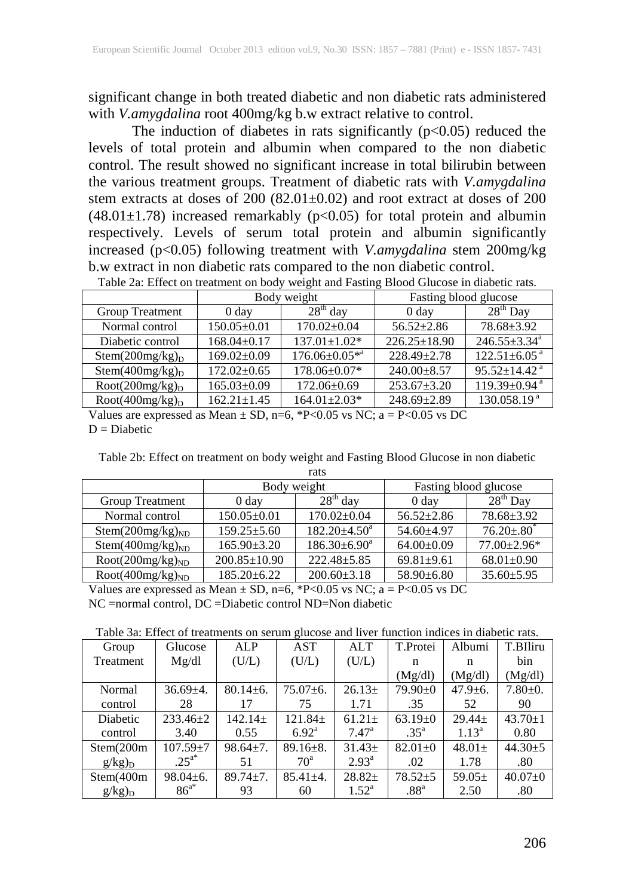significant change in both treated diabetic and non diabetic rats administered with *V.amygdalina* root 400mg/kg b.w extract relative to control.

The induction of diabetes in rats significantly ($p<0.05$) reduced the levels of total protein and albumin when compared to the non diabetic control. The result showed no significant increase in total bilirubin between the various treatment groups. Treatment of diabetic rats with *V.amygdalina* stem extracts at doses of 200 (82.01±0.02) and root extract at doses of 200 (48.01±1.78) increased remarkably ($p<0.05$) for total protein and albumin respectively. Levels of serum total protein and albumin significantly increased ($p<0.05$) following treatment with *V.amygdalina* stem 200mg/kg b.w extract in non diabetic rats compared to the non diabetic control.

Table 2a: Effect on treatment on body weight and Fasting Blood Glucose in diabetic rats.

| | Body weight | | Fasting blood glucose | |
|---|---|---|---|---|
| Group Treatment | 0 day | $28^{th}$ day | 0 day | $28^{th}$ Day |
| Normal control | 150.05±0.01 | 170.02±0.04 | 56.52±2.86 | 78.68±3.92 |
| Diabetic control | 168.04±0.17 | 137.01±1.02* | 226.25±18.90 | 246.55±3.34$^{a}$ |
| Stem$(200mg/kg)_D$ | 169.02±0.09 | 176.06±0.05*$^{a}$ | 228.49±2.78 | 122.51±6.05$^{a}$ |
| Stem$(400mg/kg)_D$ | 172.02±0.65 | 178.06±0.07* | 240.00±8.57 | 95.52±14.42$^{a}$ |
| Root$(200mg/kg)_D$ | 165.03±0.09 | 172.06±0.69 | 253.67±3.20 | 119.39±0.94$^{a}$ |
| Root$(400mg/kg)_D$ | 162.21±1.45 | 164.01±2.03* | 248.69±2.89 | 130.058.19$^{a}$ |

Values are expressed as Mean ± SD, n=6, *$P<0.05$ vs NC; a = $P<0.05$ vs DC
D = Diabetic

Table 2b: Effect on treatment on body weight and Fasting Blood Glucose in non diabetic rats

| | Body weight | | Fasting blood glucose | |
|---|---|---|---|---|
| Group Treatment | 0 day | $28^{th}$ day | 0 day | $28^{th}$ Day |
| Normal control | 150.05±0.01 | 170.02±0.04 | 56.52±2.86 | 78.68±3.92 |
| Stem$(200mg/kg)_{ND}$ | 159.25±5.60 | 182.20±4.50$^{a}$ | 54.60±4.97 | 76.20±.80$^{*}$ |
| Stem$(400mg/kg)_{ND}$ | 165.90±3.20 | 186.30±6.90$^{a}$ | 64.00±0.09 | 77.00±2.96* |
| Root$(200mg/kg)_{ND}$ | 200.85±10.90 | 222.48±5.85 | 69.81±9.61 | 68.01±0.90 |
| Root$(400mg/kg)_{ND}$ | 185.20±6.22 | 200.60±3.18 | 58.90±6.80 | 35.60±5.95 |

Values are expressed as Mean ± SD, n=6, *$P<0.05$ vs NC; a = $P<0.05$ vs DC
NC =normal control, DC =Diabetic control ND=Non diabetic

Table 3a: Effect of treatments on serum glucose and liver function indices in diabetic rats.

| Group Treatment | Glucose Mg/dl | ALP (U/L) | AST (U/L) | ALT (U/L) | T.Protein (Mg/dl) | Albumin (Mg/dl) | T.BIlirubin (Mg/dl) |
|---|---|---|---|---|---|---|---|
| Normal control | 36.69±4.28 | 80.14±6.17 | 75.07±6.75 | 26.13±1.71 | 79.90±0.35 | 47.9±6.52 | 7.80±0.90 |
| Diabetic control | 233.46±23.40 | 142.14±0.55 | 121.84±6.92$^{a}$ | 61.21±7.47$^{a}$ | 63.19±0.35$^{a}$ | 29.44±1.13$^{a}$ | 43.70±10.80 |
| Stem$(200mg/kg)_D$ | 107.59±7.25$^{a*}$ | 98.64±7.51 | 89.16±8.70$^{a}$ | 31.43±2.93$^{a}$ | 82.01±0.02 | 48.01±1.78 | 44.30±5.80 |
| Stem$(400mg/kg)_D$ | 98.04±6.86$^{a*}$ | 89.74±7.93 | 85.41±4.60 | 28.82±1.52$^{a}$ | 78.52±5.88$^{a}$ | 59.05±2.50 | 40.07±0.80 |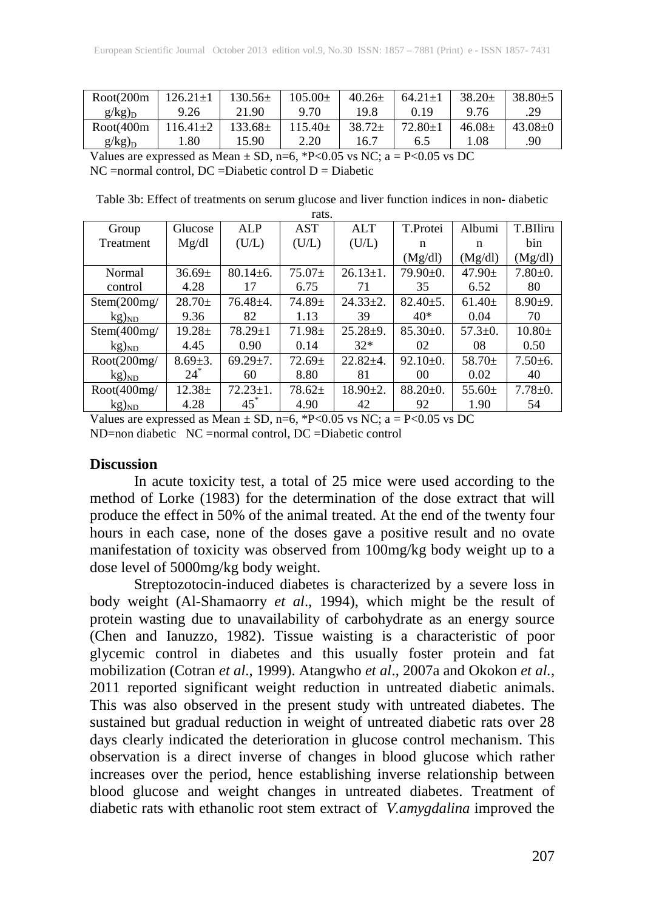| Root(200mg/kg)$_D$ | 126.21±19.26 | 130.56±21.90 | 105.00±9.70 | 40.26±19.8 | 64.21±10.19 | 38.20±9.76 | 38.80±5.29 |
|---|---|---|---|---|---|---|---|
| Root(400mg/kg)$_D$ | 116.41±21.80 | 133.68±15.90 | 115.40±2.20 | 38.72±16.7 | 72.80±16.5 | 46.08±1.08 | 43.08±0.90 |

Values are expressed as Mean ± SD, n=6, *P<0.05 vs NC; a = P<0.05 vs DC
NC =normal control, DC =Diabetic control D = Diabetic

Table 3b: Effect of treatments on serum glucose and liver function indices in non- diabetic rats.

| Group Treatment | Glucose Mg/dl | ALP (U/L) | AST (U/L) | ALT (U/L) | T.Protein (Mg/dl) | Albumin (Mg/dl) | T.BIlirubin (Mg/dl) |
|---|---|---|---|---|---|---|---|
| Normal control | 36.69±4.28 | 80.14±6.17 | 75.07±6.75 | 26.13±1.71 | 79.90±0.35 | 47.90±6.52 | 7.80±0.80 |
| Stem(200mg/kg)$_{ND}$ | 28.70±9.36 | 76.48±4.82 | 74.89±1.13 | 24.33±2.39 | 82.40±5.40* | 61.40±0.04 | 8.90±9.70 |
| Stem(400mg/kg)$_{ND}$ | 19.28±4.45 | 78.29±10.90 | 71.98±0.14 | 25.28±9.32* | 85.30±0.02 | 57.3±0.08 | 10.80±0.50 |
| Root(200mg/kg)$_{ND}$ | 8.69±3.24* | 69.29±7.60 | 72.69±8.80 | 22.82±4.81 | 92.10±0.00 | 58.70±0.02 | 7.50±6.40 |
| Root(400mg/kg)$_{ND}$ | 12.38±4.28 | 72.23±1.45* | 78.62±4.90 | 18.90±2.42 | 88.20±0.92 | 55.60±1.90 | 7.78±0.54 |

Values are expressed as Mean ± SD, n=6, *P<0.05 vs NC; a = P<0.05 vs DC
ND=non diabetic NC =normal control, DC =Diabetic control

## Discussion

In acute toxicity test, a total of 25 mice were used according to the method of Lorke (1983) for the determination of the dose extract that will produce the effect in 50% of the animal treated. At the end of the twenty four hours in each case, none of the doses gave a positive result and no ovate manifestation of toxicity was observed from 100mg/kg body weight up to a dose level of 5000mg/kg body weight.

Streptozotocin-induced diabetes is characterized by a severe loss in body weight (Al-Shamaorry *et al*., 1994), which might be the result of protein wasting due to unavailability of carbohydrate as an energy source (Chen and Ianuzzo, 1982). Tissue waisting is a characteristic of poor glycemic control in diabetes and this usually foster protein and fat mobilization (Cotran *et al*., 1999). Atangwho *et al*., 2007a and Okokon *et al.*, 2011 reported significant weight reduction in untreated diabetic animals. This was also observed in the present study with untreated diabetes. The sustained but gradual reduction in weight of untreated diabetic rats over 28 days clearly indicated the deterioration in glucose control mechanism. This observation is a direct inverse of changes in blood glucose which rather increases over the period, hence establishing inverse relationship between blood glucose and weight changes in untreated diabetes. Treatment of diabetic rats with ethanolic root stem extract of *V.amygdalina* improved the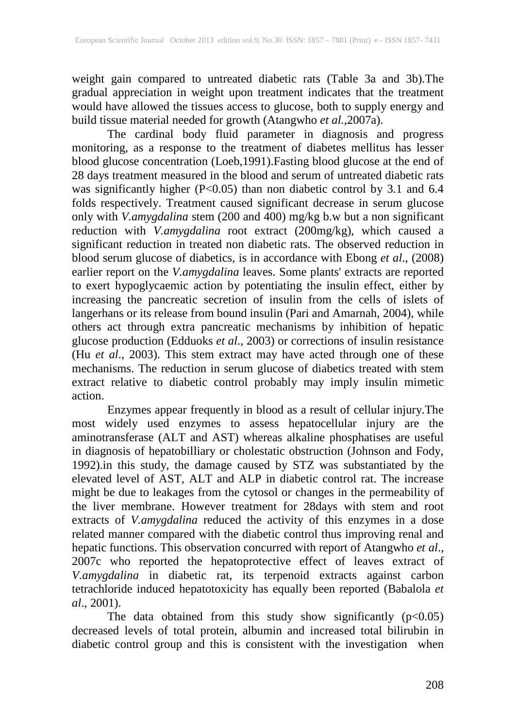weight gain compared to untreated diabetic rats (Table 3a and 3b).The gradual appreciation in weight upon treatment indicates that the treatment would have allowed the tissues access to glucose, both to supply energy and build tissue material needed for growth (Atangwho *et al.*,2007a).

The cardinal body fluid parameter in diagnosis and progress monitoring, as a response to the treatment of diabetes mellitus has lesser blood glucose concentration (Loeb,1991).Fasting blood glucose at the end of 28 days treatment measured in the blood and serum of untreated diabetic rats was significantly higher ($P<0.05$) than non diabetic control by 3.1 and 6.4 folds respectively. Treatment caused significant decrease in serum glucose only with *V.amygdalina* stem (200 and 400) mg/kg b.w but a non significant reduction with *V.amygdalina* root extract (200mg/kg), which caused a significant reduction in treated non diabetic rats. The observed reduction in blood serum glucose of diabetics, is in accordance with Ebong *et al*., (2008) earlier report on the *V.amygdalina* leaves. Some plants' extracts are reported to exert hypoglycaemic action by potentiating the insulin effect, either by increasing the pancreatic secretion of insulin from the cells of islets of langerhans or its release from bound insulin (Pari and Amarnah, 2004), while others act through extra pancreatic mechanisms by inhibition of hepatic glucose production (Edduoks *et al*., 2003) or corrections of insulin resistance (Hu *et al*., 2003). This stem extract may have acted through one of these mechanisms. The reduction in serum glucose of diabetics treated with stem extract relative to diabetic control probably may imply insulin mimetic action.

Enzymes appear frequently in blood as a result of cellular injury.The most widely used enzymes to assess hepatocellular injury are the aminotransferase (ALT and AST) whereas alkaline phosphatises are useful in diagnosis of hepatobilliary or cholestatic obstruction (Johnson and Fody, 1992).in this study, the damage caused by STZ was substantiated by the elevated level of AST, ALT and ALP in diabetic control rat. The increase might be due to leakages from the cytosol or changes in the permeability of the liver membrane. However treatment for 28days with stem and root extracts of *V.amygdalina* reduced the activity of this enzymes in a dose related manner compared with the diabetic control thus improving renal and hepatic functions. This observation concurred with report of Atangwho *et al*., 2007c who reported the hepatoprotective effect of leaves extract of *V.amygdalina* in diabetic rat, its terpenoid extracts against carbon tetrachloride induced hepatotoxicity has equally been reported (Babalola *et al*., 2001).

The data obtained from this study show significantly ($p<0.05$) decreased levels of total protein, albumin and increased total bilirubin in diabetic control group and this is consistent with the investigation when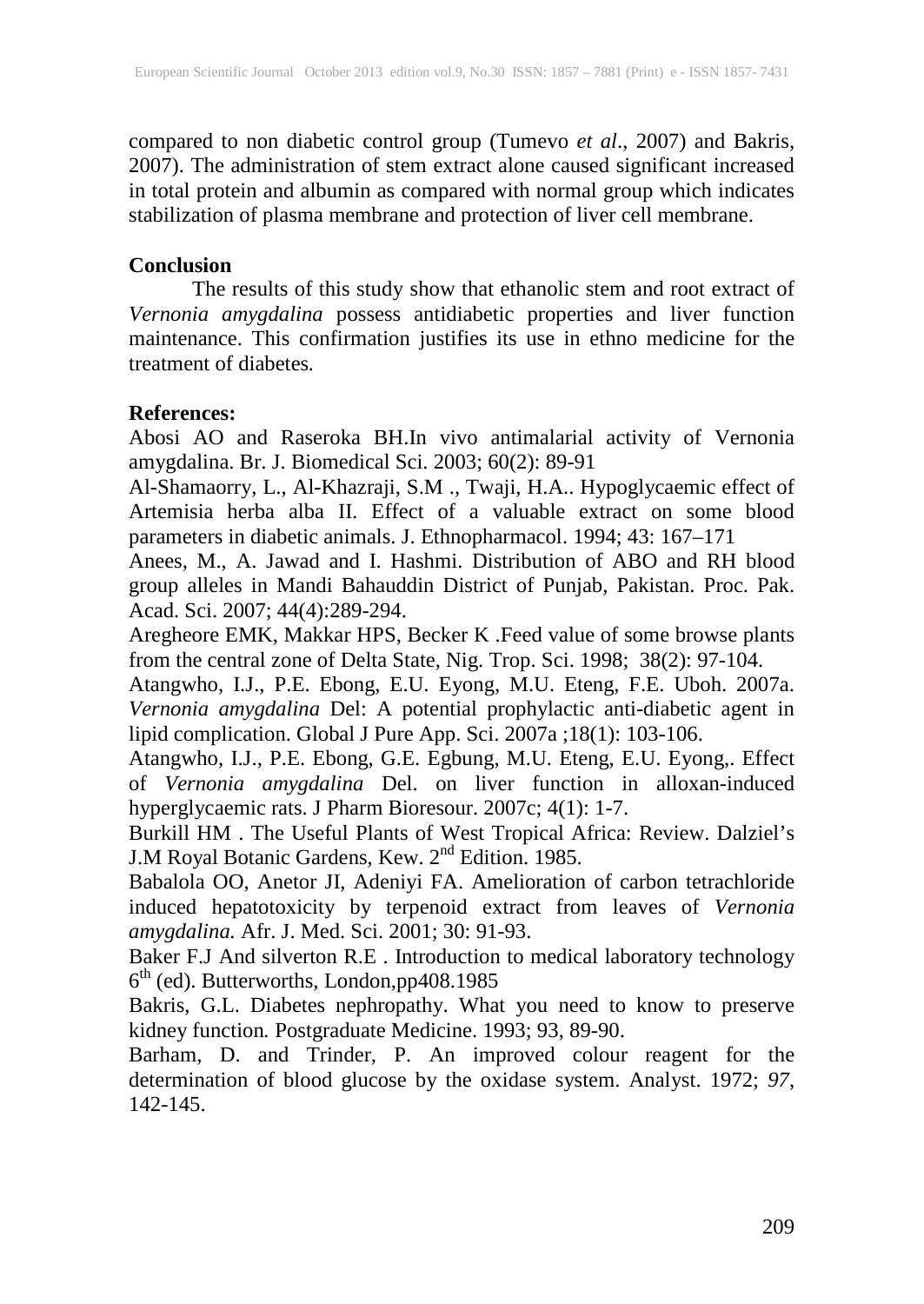compared to non diabetic control group (Tumevo *et al*., 2007) and Bakris, 2007). The administration of stem extract alone caused significant increased in total protein and albumin as compared with normal group which indicates stabilization of plasma membrane and protection of liver cell membrane.

**Conclusion**

The results of this study show that ethanolic stem and root extract of *Vernonia amygdalina* possess antidiabetic properties and liver function maintenance. This confirmation justifies its use in ethno medicine for the treatment of diabetes.

**References:**

Abosi AO and Raseroka BH.In vivo antimalarial activity of Vernonia amygdalina. Br. J. Biomedical Sci. 2003; 60(2): 89-91

Al-Shamaorry, L., Al-Khazraji, S.M ., Twaji, H.A.. Hypoglycaemic effect of Artemisia herba alba II. Effect of a valuable extract on some blood parameters in diabetic animals. J. Ethnopharmacol. 1994; 43: 167–171

Anees, M., A. Jawad and I. Hashmi. Distribution of ABO and RH blood group alleles in Mandi Bahauddin District of Punjab, Pakistan. Proc. Pak. Acad. Sci. 2007; 44(4):289-294.

Aregheore EMK, Makkar HPS, Becker K .Feed value of some browse plants from the central zone of Delta State, Nig. Trop. Sci. 1998; 38(2): 97-104.

Atangwho, I.J., P.E. Ebong, E.U. Eyong, M.U. Eteng, F.E. Uboh. 2007a. *Vernonia amygdalina* Del: A potential prophylactic anti-diabetic agent in lipid complication. Global J Pure App. Sci. 2007a ;18(1): 103-106.

Atangwho, I.J., P.E. Ebong, G.E. Egbung, M.U. Eteng, E.U. Eyong,. Effect of *Vernonia amygdalina* Del. on liver function in alloxan-induced hyperglycaemic rats. J Pharm Bioresour. 2007c; 4(1): 1-7.

Burkill HM . The Useful Plants of West Tropical Africa: Review. Dalziel's J.M Royal Botanic Gardens, Kew. 2nd Edition. 1985.

Babalola OO, Anetor JI, Adeniyi FA. Amelioration of carbon tetrachloride induced hepatotoxicity by terpenoid extract from leaves of *Vernonia amygdalina.* Afr. J. Med. Sci. 2001; 30: 91-93.

Baker F.J And silverton R.E . Introduction to medical laboratory technology 6th (ed). Butterworths, London,pp408.1985

Bakris, G.L. Diabetes nephropathy. What you need to know to preserve kidney function*.* Postgraduate Medicine. 1993; 93, 89-90.

Barham, D. and Trinder, P. An improved colour reagent for the determination of blood glucose by the oxidase system. Analyst. 1972; *97*, 142-145.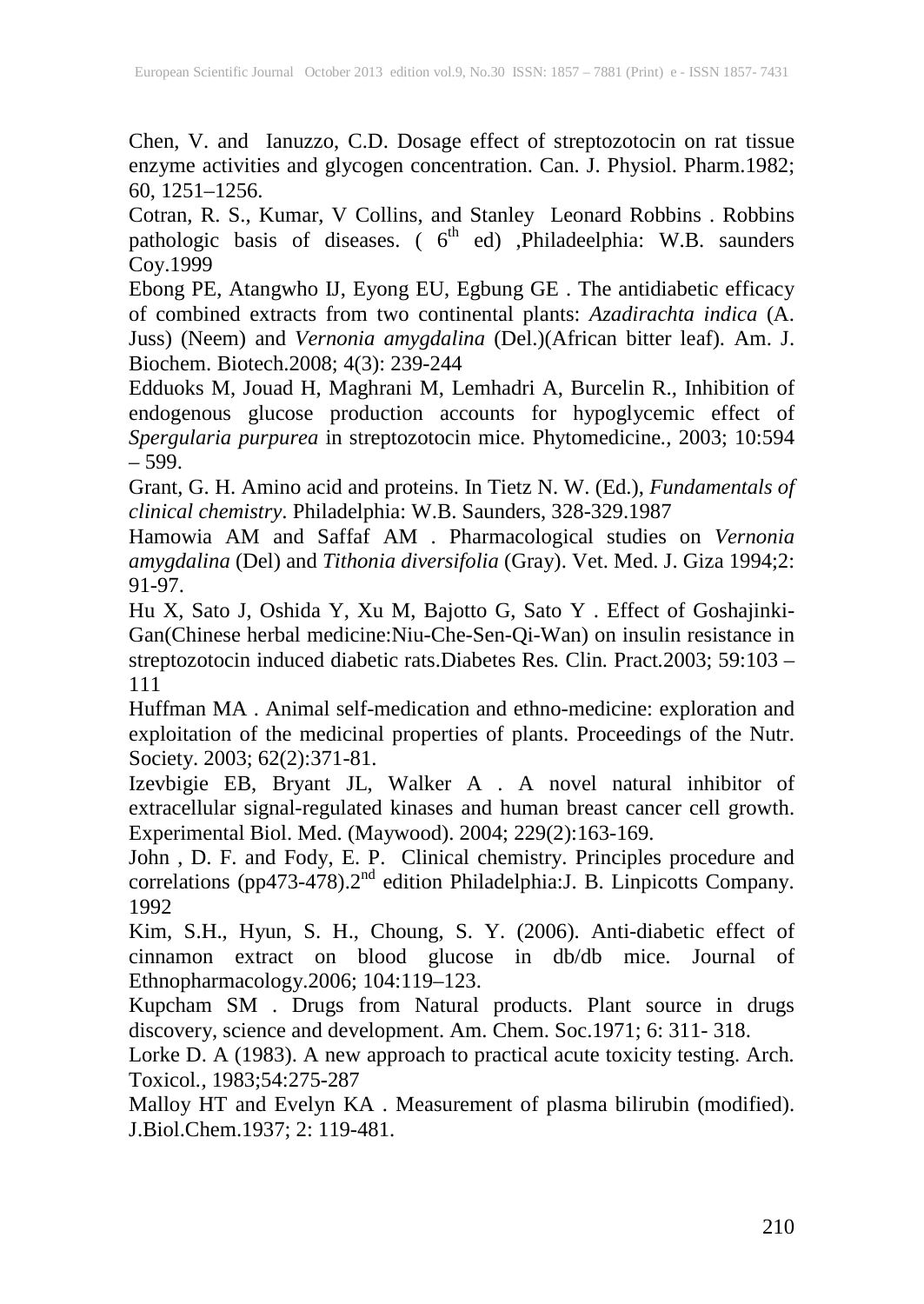Chen, V. and  Ianuzzo, C.D. Dosage effect of streptozotocin on rat tissue enzyme activities and glycogen concentration. Can. J. Physiol. Pharm.1982; 60, 1251–1256.

Cotran, R. S., Kumar, V Collins, and Stanley  Leonard Robbins . Robbins pathologic basis of diseases. ( 6th ed) ,Philadeelphia: W.B. saunders Coy.1999

Ebong PE, Atangwho IJ, Eyong EU, Egbung GE . The antidiabetic efficacy of combined extracts from two continental plants: *Azadirachta indica* (A. Juss) (Neem) and *Vernonia amygdalina* (Del.)(African bitter leaf). Am. J. Biochem. Biotech.2008; 4(3): 239-244

Edduoks M, Jouad H, Maghrani M, Lemhadri A, Burcelin R., Inhibition of endogenous glucose production accounts for hypoglycemic effect of *Spergularia purpurea* in streptozotocin mice. Phytomedicine., 2003; 10:594 – 599.

Grant, G. H. Amino acid and proteins. In Tietz N. W. (Ed.), *Fundamentals of clinical chemistry*. Philadelphia: W.B. Saunders, 328-329.1987

Hamowia AM and Saffaf AM . Pharmacological studies on *Vernonia amygdalina* (Del) and *Tithonia diversifolia* (Gray). Vet. Med. J. Giza 1994;2: 91-97.

Hu X, Sato J, Oshida Y, Xu M, Bajotto G, Sato Y . Effect of Goshajinki-Gan(Chinese herbal medicine:Niu-Che-Sen-Qi-Wan) on insulin resistance in streptozotocin induced diabetic rats.Diabetes Res. Clin. Pract.2003; 59:103 – 111

Huffman MA . Animal self-medication and ethno-medicine: exploration and exploitation of the medicinal properties of plants. Proceedings of the Nutr. Society. 2003; 62(2):371-81.

Izevbigie EB, Bryant JL, Walker A . A novel natural inhibitor of extracellular signal-regulated kinases and human breast cancer cell growth. Experimental Biol. Med. (Maywood). 2004; 229(2):163-169.

John , D. F. and Fody, E. P.  Clinical chemistry. Principles procedure and correlations (pp473-478).2nd edition Philadelphia:J. B. Linpicotts Company. 1992

Kim, S.H., Hyun, S. H., Choung, S. Y. (2006). Anti-diabetic effect of cinnamon extract on blood glucose in db/db mice. Journal of Ethnopharmacology.2006; 104:119–123.

Kupcham SM . Drugs from Natural products. Plant source in drugs discovery, science and development. Am. Chem. Soc.1971; 6: 311- 318.

Lorke D. A (1983). A new approach to practical acute toxicity testing. Arch. Toxicol., 1983;54:275-287

Malloy HT and Evelyn KA . Measurement of plasma bilirubin (modified). J.Biol.Chem.1937; 2: 119-481.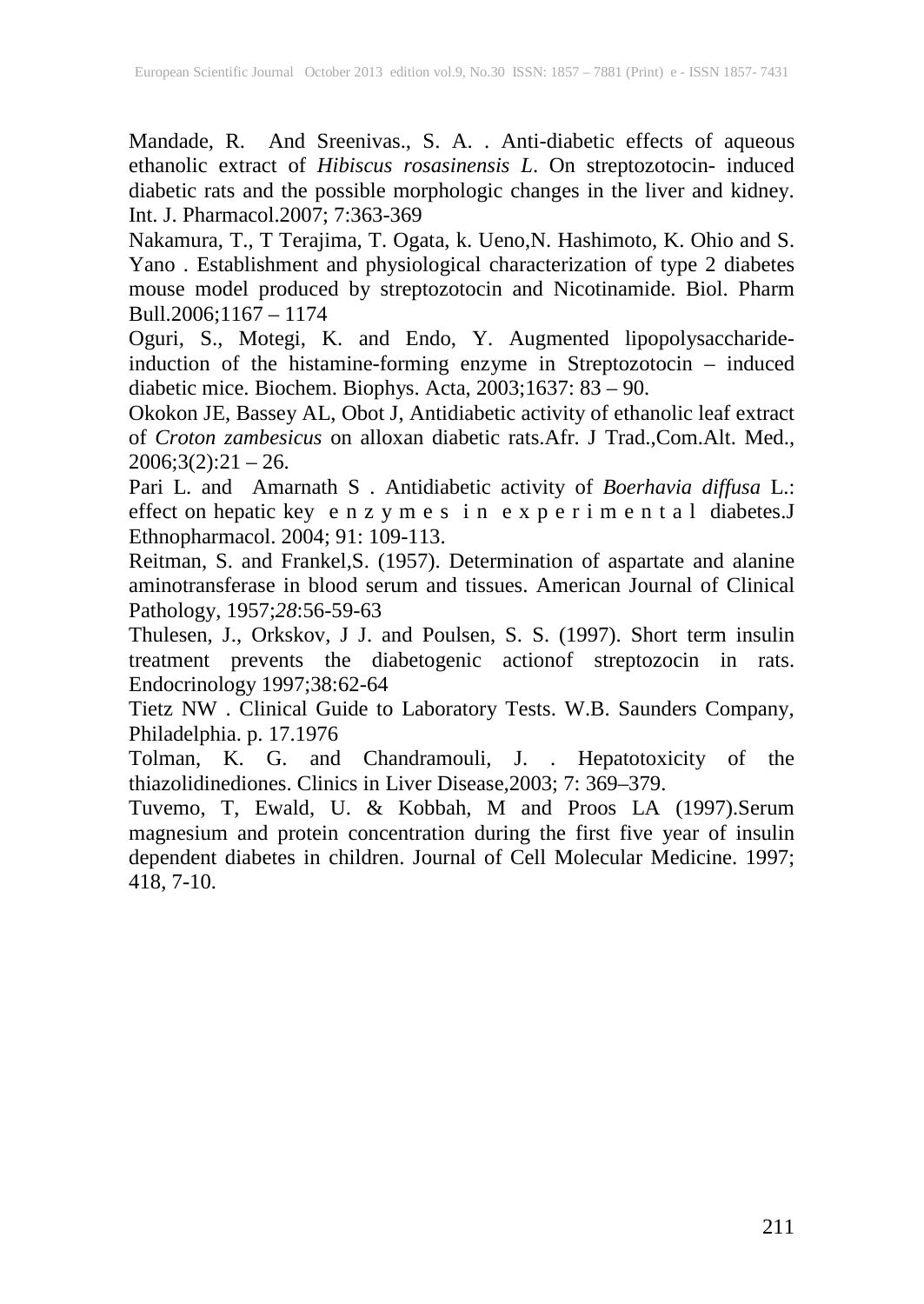Mandade, R. And Sreenivas., S. A. . Anti-diabetic effects of aqueous ethanolic extract of *Hibiscus rosasinensis L*. On streptozotocin- induced diabetic rats and the possible morphologic changes in the liver and kidney. Int. J. Pharmacol.2007; 7:363-369

Nakamura, T., T Terajima, T. Ogata, k. Ueno,N. Hashimoto, K. Ohio and S. Yano . Establishment and physiological characterization of type 2 diabetes mouse model produced by streptozotocin and Nicotinamide. Biol. Pharm Bull.2006;1167 – 1174

Oguri, S., Motegi, K. and Endo, Y. Augmented lipopolysaccharide-induction of the histamine-forming enzyme in Streptozotocin – induced diabetic mice. Biochem. Biophys. Acta, 2003;1637: 83 – 90.

Okokon JE, Bassey AL, Obot J, Antidiabetic activity of ethanolic leaf extract of *Croton zambesicus* on alloxan diabetic rats.Afr. J Trad.,Com.Alt. Med., 2006;3(2):21 – 26.

Pari L. and Amarnath S . Antidiabetic activity of *Boerhavia diffusa* L.: effect on hepatic key e n z y m e s i n e x p e r i m e n t a l diabetes.J Ethnopharmacol. 2004; 91: 109-113.

Reitman, S. and Frankel,S. (1957). Determination of aspartate and alanine aminotransferase in blood serum and tissues. American Journal of Clinical Pathology, 1957;*28*:56-59-63

Thulesen, J., Orkskov, J J. and Poulsen, S. S. (1997). Short term insulin treatment prevents the diabetogenic actionof streptozocin in rats. Endocrinology 1997;38:62-64

Tietz NW . Clinical Guide to Laboratory Tests. W.B. Saunders Company, Philadelphia. p. 17.1976

Tolman, K. G. and Chandramouli, J. . Hepatotoxicity of the thiazolidinediones. Clinics in Liver Disease,2003; 7: 369–379.

Tuvemo, T, Ewald, U. & Kobbah, M and Proos LA (1997).Serum magnesium and protein concentration during the first five year of insulin dependent diabetes in children. Journal of Cell Molecular Medicine. 1997; 418, 7-10.